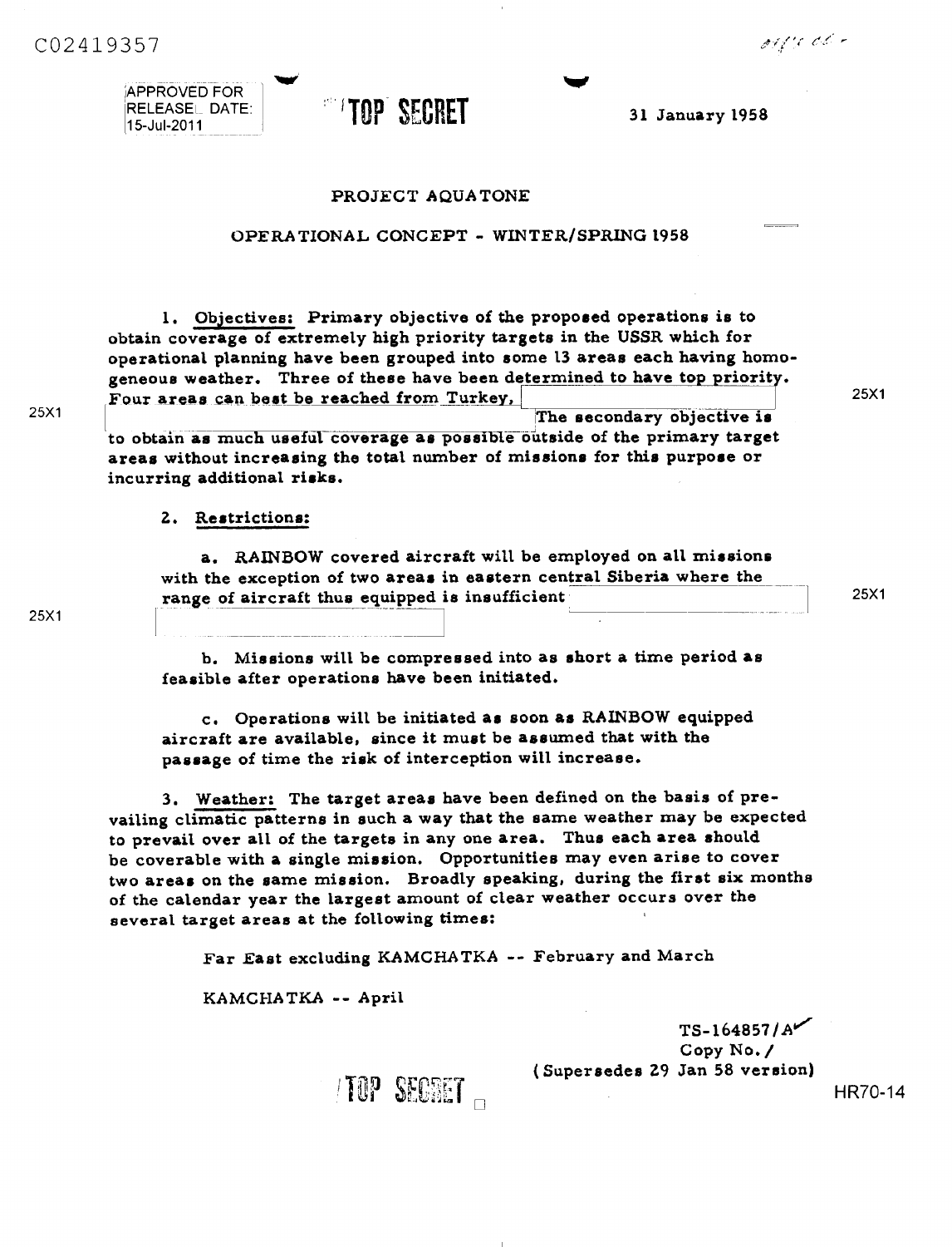C02419357

APPROVED FOR RELEASE DATE: 15-Jul-2011

TOP SECRET

31 January 1958

## PROJECT AQUATONE

### OPERATIONAL CONCEPT - WINTER/SPRING 1958

1. Objectives: Primary objective of the proposed operations is to obtain coverage of extremely high priority targets in the USSR which for operational planning have been grouped into some 13 areas each having homogeneous weather. Three of these have been determined to have top priority. Four areas can best be reached from Turkey, [25X1] The secondary objective is to obtain as much useful coverage as possible outside of the primary target areas without increasing the total number of missions for this purpose or incurring additional risks.

2. Restrictions:

   a. RAINBOW covered aircraft will be employed on all missions with the exception of two areas in eastern central Siberia where the range of aircraft thus equipped is insufficient [25X1]

   b. Missions will be compressed into as short a time period as feasible after operations have been initiated.

   c. Operations will be initiated as soon as RAINBOW equipped aircraft are available, since it must be assumed that with the passage of time the risk of interception will increase.

3. Weather: The target areas have been defined on the basis of prevailing climatic patterns in such a way that the same weather may be expected to prevail over all of the targets in any one area. Thus each area should be coverable with a single mission. Opportunities may even arise to cover two areas on the same mission. Broadly speaking, during the first six months of the calendar year the largest amount of clear weather occurs over the several target areas at the following times:

   Far East excluding KAMCHATKA -- February and March

   KAMCHATKA -- April

TS-164857/A
Copy No. /
(Supersedes 29 Jan 58 version)

TOP SECRET

HR70-14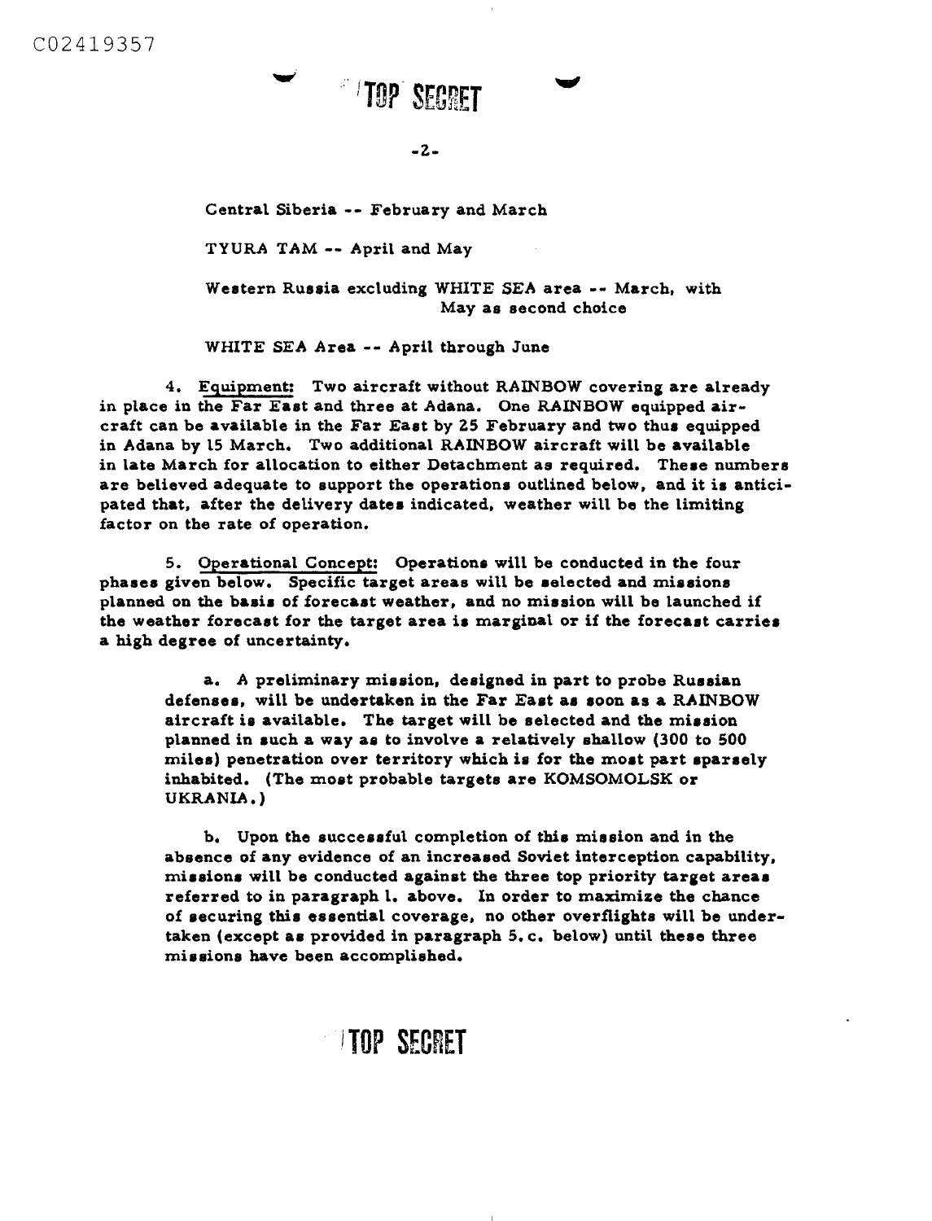TOP SECRET

Central Siberia -- February and March

TYURA TAM -- April and May

Western Russia excluding WHITE SEA area -- March, with May as second choice

WHITE SEA Area -- April through June

4. Equipment: Two aircraft without RAINBOW covering are already in place in the Far East and three at Adana. One RAINBOW equipped aircraft can be available in the Far East by 25 February and two thus equipped in Adana by 15 March. Two additional RAINBOW aircraft will be available in late March for allocation to either Detachment as required. These numbers are believed adequate to support the operations outlined below, and it is anticipated that, after the delivery dates indicated, weather will be the limiting factor on the rate of operation.

5. Operational Concept: Operations will be conducted in the four phases given below. Specific target areas will be selected and missions planned on the basis of forecast weather, and no mission will be launched if the weather forecast for the target area is marginal or if the forecast carries a high degree of uncertainty.

a. A preliminary mission, designed in part to probe Russian defenses, will be undertaken in the Far East as soon as a RAINBOW aircraft is available. The target will be selected and the mission planned in such a way as to involve a relatively shallow (300 to 500 miles) penetration over territory which is for the most part sparsely inhabited. (The most probable targets are KOMSOMOLSK or UKRANIA.)

b. Upon the successful completion of this mission and in the absence of any evidence of an increased Soviet interception capability, missions will be conducted against the three top priority target areas referred to in paragraph 1. above. In order to maximize the chance of securing this essential coverage, no other overflights will be undertaken (except as provided in paragraph 5.c. below) until these three missions have been accomplished.

TOP SECRET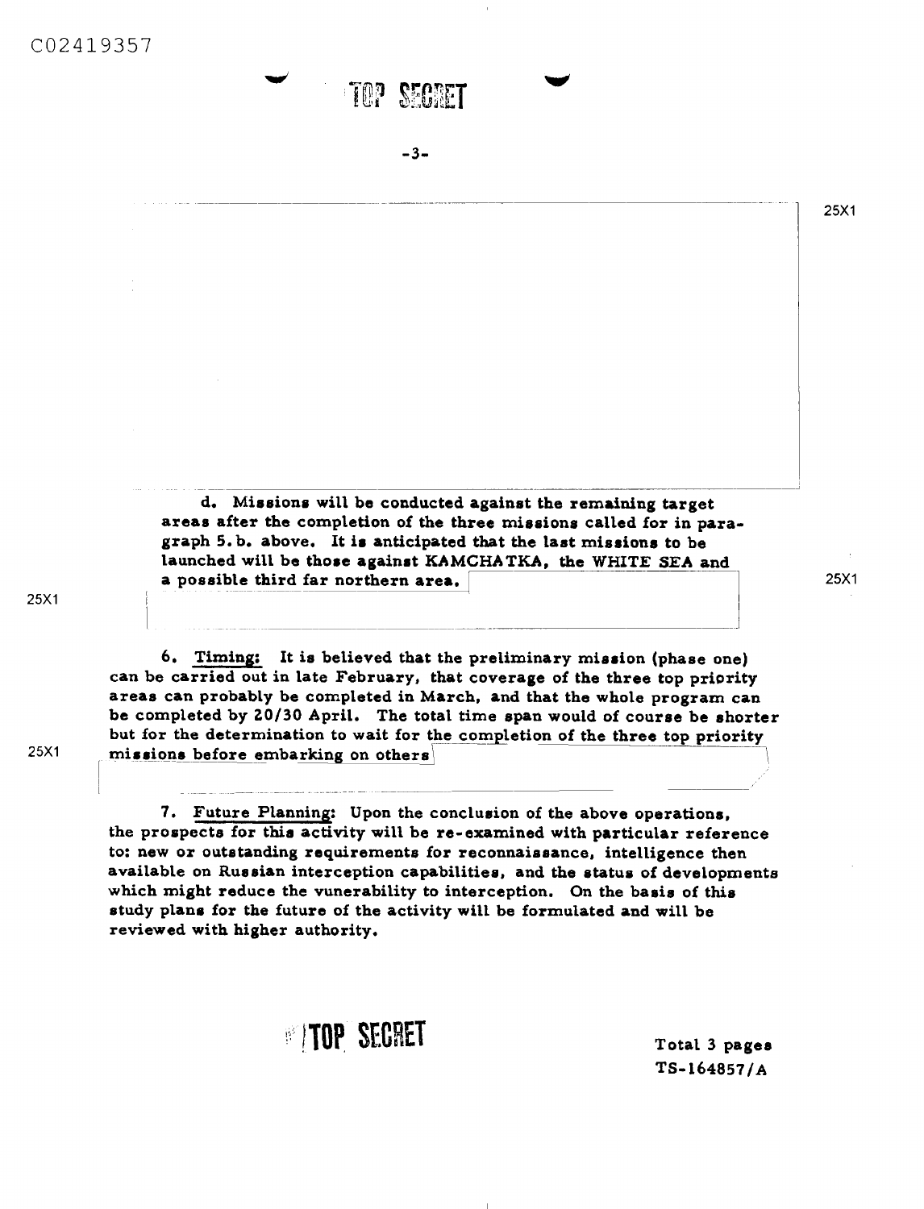C02419357

TOP SECRET

25X1

d. Missions will be conducted against the remaining target areas after the completion of the three missions called for in paragraph 5.b. above. It is anticipated that the last missions to be launched will be those against KAMCHATKA, the WHITE SEA and a possible third far northern area.

25X1

25X1

6. Timing: It is believed that the preliminary mission (phase one) can be carried out in late February, that coverage of the three top priority areas can probably be completed in March, and that the whole program can be completed by 20/30 April. The total time span would of course be shorter but for the determination to wait for the completion of the three top priority missions before embarking on others

25X1

7. Future Planning: Upon the conclusion of the above operations, the prospects for this activity will be re-examined with particular reference to: new or outstanding requirements for reconnaissance, intelligence then available on Russian interception capabilities, and the status of developments which might reduce the vunerability to interception. On the basis of this study plans for the future of the activity will be formulated and will be reviewed with higher authority.

TOP SECRET

Total 3 pages
TS-164857/A